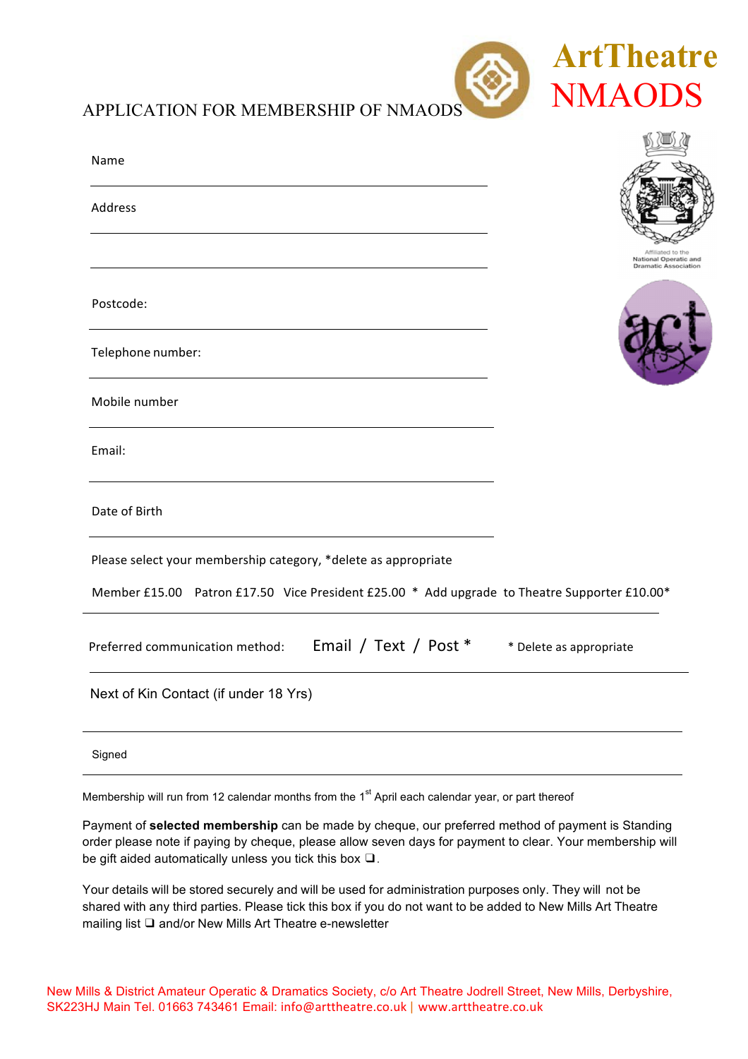# ArtTheatre NMAODS

## APPLICATION FOR MEMBERSHIP OF NMAODS

Affiliated to the National Operatic and Dramatic Association

Name

Address

Postcode:

Telephone number:

Mobile number

Email:

Date of Birth

Please select your membership category, *delete as appropriate

Member £15.00 Patron £17.50 Vice President £25.00 * Add upgrade to Theatre Supporter £10.00*

Preferred communication method: Email / Text / Post * * Delete as appropriate

Next of Kin Contact (if under 18 Yrs)

Signed

Membership will run from 12 calendar months from the 1st April each calendar year, or part thereof

Payment of **selected membership** can be made by cheque, our preferred method of payment is Standing order please note if paying by cheque, please allow seven days for payment to clear. Your membership will be gift aided automatically unless you tick this box ❑.

Your details will be stored securely and will be used for administration purposes only. They will not be shared with any third parties. Please tick this box if you do not want to be added to New Mills Art Theatre mailing list ❑ and/or New Mills Art Theatre e-newsletter

New Mills & District Amateur Operatic & Dramatics Society, c/o Art Theatre Jodrell Street, New Mills, Derbyshire, SK223HJ Main Tel. 01663 743461 Email: info@arttheatre.co.uk | www.arttheatre.co.uk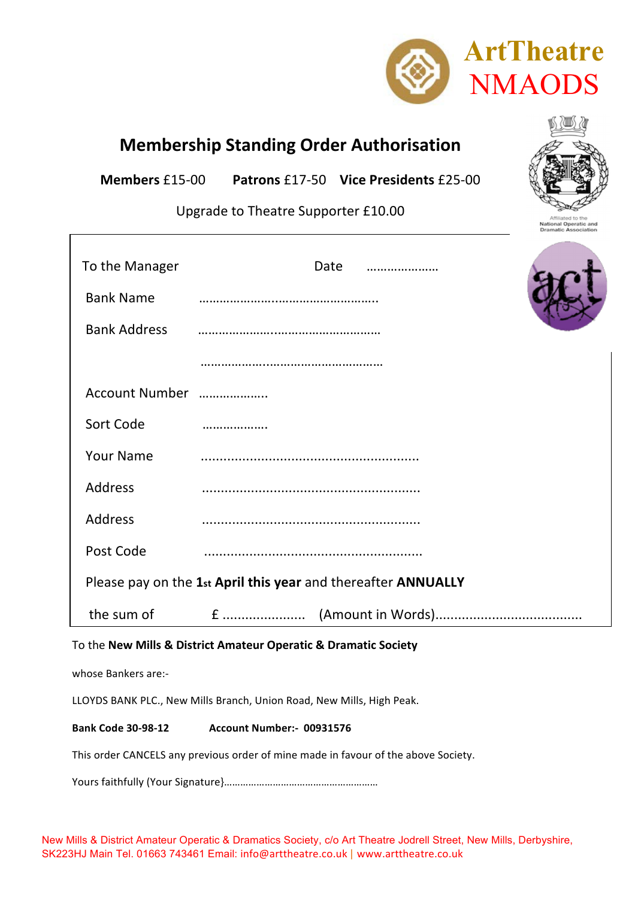ArtTheatre
NMAODS

# Membership Standing Order Authorisation

**Members** £15-00 **Patrons** £17-50 **Vice Presidents** £25-00

Upgrade to Theatre Supporter £10.00

Affiliated to the National Operatic and Dramatic Association

act

To the Manager Date …………………

Bank Name ……………….……………………………..

Bank Address ……………….……………………………..

……………….……………………………..

Account Number ………………..

Sort Code ……………….

Your Name .........................................................

Address .........................................................

Address .........................................................

Post Code .........................................................

Please pay on the **1st April this year** and thereafter **ANNUALLY**

the sum of £ ...................... (Amount in Words).......................................

To the **New Mills & District Amateur Operatic & Dramatic Society**

whose Bankers are:-

LLOYDS BANK PLC., New Mills Branch, Union Road, New Mills, High Peak.

**Bank Code 30-98-12** **Account Number:- 00931576**

This order CANCELS any previous order of mine made in favour of the above Society.

Yours faithfully (Your Signature}………………………………………………

New Mills & District Amateur Operatic & Dramatics Society, c/o Art Theatre Jodrell Street, New Mills, Derbyshire, SK223HJ Main Tel. 01663 743461 Email: info@arttheatre.co.uk | www.arttheatre.co.uk